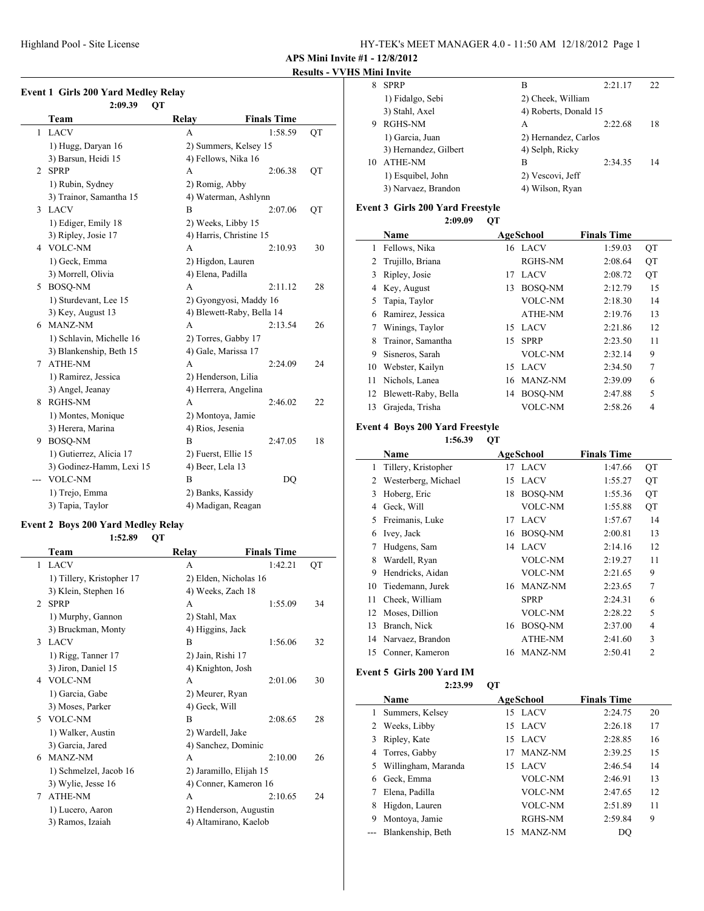**APS Mini Invite #1 - 12/8/2012**

**Results - VVHS Mini Invite**

### Event 1 Girls 200 Yard Medley Relay

2:09.39 QT

| | Team | Relay | Finals Time | |
|---|---|---|---|---|
| 1 | LACV | A | 1:58.59 | QT |
| | 1) Hugg, Daryan 16 | 2) Summers, Kelsey 15 | | |
| | 3) Barsun, Heidi 15 | 4) Fellows, Nika 16 | | |
| 2 | SPRP | A | 2:06.38 | QT |
| | 1) Rubin, Sydney | 2) Romig, Abby | | |
| | 3) Trainor, Samantha 15 | 4) Waterman, Ashlynn | | |
| 3 | LACV | B | 2:07.06 | QT |
| | 1) Ediger, Emily 18 | 2) Weeks, Libby 15 | | |
| | 3) Ripley, Josie 17 | 4) Harris, Christine 15 | | |
| 4 | VOLC-NM | A | 2:10.93 | 30 |
| | 1) Geck, Emma | 2) Higdon, Lauren | | |
| | 3) Morrell, Olivia | 4) Elena, Padilla | | |
| 5 | BOSQ-NM | A | 2:11.12 | 28 |
| | 1) Sturdevant, Lee 15 | 2) Gyongyosi, Maddy 16 | | |
| | 3) Key, August 13 | 4) Blewett-Raby, Bella 14 | | |
| 6 | MANZ-NM | A | 2:13.54 | 26 |
| | 1) Schlavin, Michelle 16 | 2) Torres, Gabby 17 | | |
| | 3) Blankenship, Beth 15 | 4) Gale, Marissa 17 | | |
| 7 | ATHE-NM | A | 2:24.09 | 24 |
| | 1) Ramirez, Jessica | 2) Henderson, Lilia | | |
| | 3) Angel, Jeanay | 4) Herrera, Angelina | | |
| 8 | RGHS-NM | A | 2:46.02 | 22 |
| | 1) Montes, Monique | 2) Montoya, Jamie | | |
| | 3) Herera, Marina | 4) Rios, Jesenia | | |
| 9 | BOSQ-NM | B | 2:47.05 | 18 |
| | 1) Gutierrez, Alicia 17 | 2) Fuerst, Ellie 15 | | |
| | 3) Godinez-Hamm, Lexi 15 | 4) Beer, Lela 13 | | |
| --- | VOLC-NM | B | DQ | |
| | 1) Trejo, Emma | 2) Banks, Kassidy | | |
| | 3) Tapia, Taylor | 4) Madigan, Reagan | | |

### Event 2 Boys 200 Yard Medley Relay

1:52.89 QT

| | Team | Relay | Finals Time | |
|---|---|---|---|---|
| 1 | LACV | A | 1:42.21 | QT |
| | 1) Tillery, Kristopher 17 | 2) Elden, Nicholas 16 | | |
| | 3) Klein, Stephen 16 | 4) Weeks, Zach 18 | | |
| 2 | SPRP | A | 1:55.09 | 34 |
| | 1) Murphy, Gannon | 2) Stahl, Max | | |
| | 3) Bruckman, Monty | 4) Higgins, Jack | | |
| 3 | LACV | B | 1:56.06 | 32 |
| | 1) Rigg, Tanner 17 | 2) Jain, Rishi 17 | | |
| | 3) Jiron, Daniel 15 | 4) Knighton, Josh | | |
| 4 | VOLC-NM | A | 2:01.06 | 30 |
| | 1) Garcia, Gabe | 2) Meurer, Ryan | | |
| | 3) Moses, Parker | 4) Geck, Will | | |
| 5 | VOLC-NM | B | 2:08.65 | 28 |
| | 1) Walker, Austin | 2) Wardell, Jake | | |
| | 3) Garcia, Jared | 4) Sanchez, Dominic | | |
| 6 | MANZ-NM | A | 2:10.00 | 26 |
| | 1) Schmelzel, Jacob 16 | 2) Jaramillo, Elijah 15 | | |
| | 3) Wylie, Jesse 16 | 4) Conner, Kameron 16 | | |
| 7 | ATHE-NM | A | 2:10.65 | 24 |
| | 1) Lucero, Aaron | 2) Henderson, Augustin | | |
| | 3) Ramos, Izaiah | 4) Altamirano, Kaelob | | |
| 8 | SPRP | B | 2:21.17 | 22 |
| | 1) Fidalgo, Sebi | 2) Cheek, William | | |
| | 3) Stahl, Axel | 4) Roberts, Donald 15 | | |
| 9 | RGHS-NM | A | 2:22.68 | 18 |
| | 1) Garcia, Juan | 2) Hernandez, Carlos | | |
| | 3) Hernandez, Gilbert | 4) Selph, Ricky | | |
| 10 | ATHE-NM | B | 2:34.35 | 14 |
| | 1) Esquibel, John | 2) Vescovi, Jeff | | |
| | 3) Narvaez, Brandon | 4) Wilson, Ryan | | |

### Event 3 Girls 200 Yard Freestyle

2:09.09 QT

| | Name | Age | School | Finals Time | |
|---|---|---|---|---|---|
| 1 | Fellows, Nika | 16 | LACV | 1:59.03 | QT |
| 2 | Trujillo, Briana | | RGHS-NM | 2:08.64 | QT |
| 3 | Ripley, Josie | 17 | LACV | 2:08.72 | QT |
| 4 | Key, August | 13 | BOSQ-NM | 2:12.79 | 15 |
| 5 | Tapia, Taylor | | VOLC-NM | 2:18.30 | 14 |
| 6 | Ramirez, Jessica | | ATHE-NM | 2:19.76 | 13 |
| 7 | Winings, Taylor | 15 | LACV | 2:21.86 | 12 |
| 8 | Trainor, Samantha | 15 | SPRP | 2:23.50 | 11 |
| 9 | Sisneros, Sarah | | VOLC-NM | 2:32.14 | 9 |
| 10 | Webster, Kailyn | 15 | LACV | 2:34.50 | 7 |
| 11 | Nichols, Lanea | 16 | MANZ-NM | 2:39.09 | 6 |
| 12 | Blewett-Raby, Bella | 14 | BOSQ-NM | 2:47.88 | 5 |
| 13 | Grajeda, Trisha | | VOLC-NM | 2:58.26 | 4 |

### Event 4 Boys 200 Yard Freestyle

1:56.39 QT

| | Name | Age | School | Finals Time | |
|---|---|---|---|---|---|
| 1 | Tillery, Kristopher | 17 | LACV | 1:47.66 | QT |
| 2 | Westerberg, Michael | 15 | LACV | 1:55.27 | QT |
| 3 | Hoberg, Eric | 18 | BOSQ-NM | 1:55.36 | QT |
| 4 | Geck, Will | | VOLC-NM | 1:55.88 | QT |
| 5 | Freimanis, Luke | 17 | LACV | 1:57.67 | 14 |
| 6 | Ivey, Jack | 16 | BOSQ-NM | 2:00.81 | 13 |
| 7 | Hudgens, Sam | 14 | LACV | 2:14.16 | 12 |
| 8 | Wardell, Ryan | | VOLC-NM | 2:19.27 | 11 |
| 9 | Hendricks, Aidan | | VOLC-NM | 2:21.65 | 9 |
| 10 | Tiedemann, Jurek | 16 | MANZ-NM | 2:23.65 | 7 |
| 11 | Cheek, William | | SPRP | 2:24.31 | 6 |
| 12 | Moses, Dillion | | VOLC-NM | 2:28.22 | 5 |
| 13 | Branch, Nick | 16 | BOSQ-NM | 2:37.00 | 4 |
| 14 | Narvaez, Brandon | | ATHE-NM | 2:41.60 | 3 |
| 15 | Conner, Kameron | 16 | MANZ-NM | 2:50.41 | 2 |

### Event 5 Girls 200 Yard IM

2:23.99 QT

| | Name | Age | School | Finals Time | |
|---|---|---|---|---|---|
| 1 | Summers, Kelsey | 15 | LACV | 2:24.75 | 20 |
| 2 | Weeks, Libby | 15 | LACV | 2:26.18 | 17 |
| 3 | Ripley, Kate | 15 | LACV | 2:28.85 | 16 |
| 4 | Torres, Gabby | 17 | MANZ-NM | 2:39.25 | 15 |
| 5 | Willingham, Maranda | 15 | LACV | 2:46.54 | 14 |
| 6 | Geck, Emma | | VOLC-NM | 2:46.91 | 13 |
| 7 | Elena, Padilla | | VOLC-NM | 2:47.65 | 12 |
| 8 | Higdon, Lauren | | VOLC-NM | 2:51.89 | 11 |
| 9 | Montoya, Jamie | | RGHS-NM | 2:59.84 | 9 |
| --- | Blankenship, Beth | 15 | MANZ-NM | DQ | |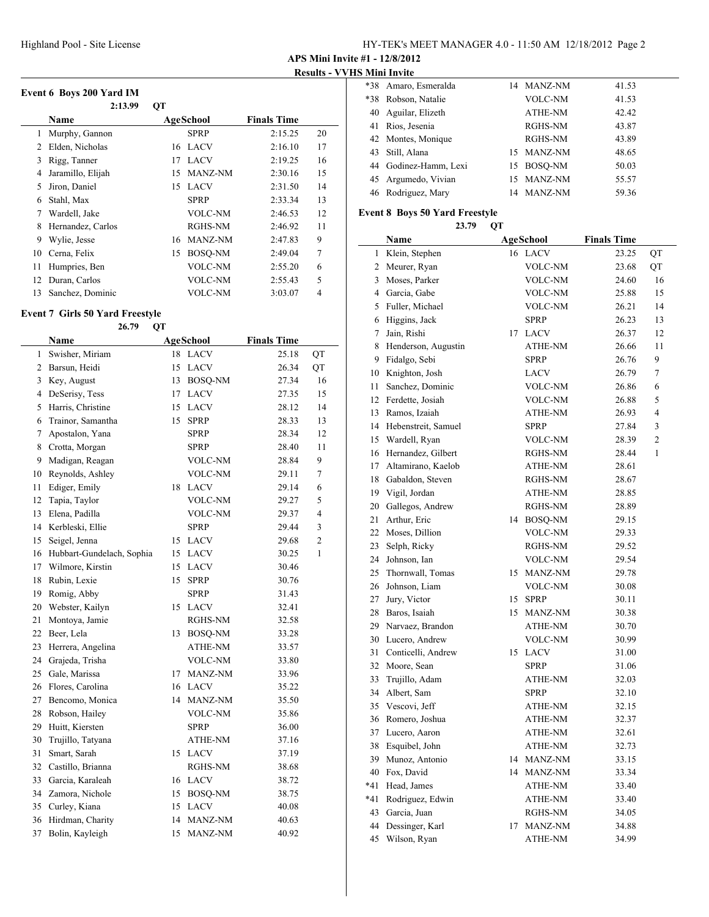**APS Mini Invite #1 - 12/8/2012**

**Results - VVHS Mini Invite**

### Event 6 Boys 200 Yard IM

2:13.99 QT

| | Name | Age | School | Finals Time | |
|---|---|---|---|---|---|
| 1 | Murphy, Gannon | | SPRP | 2:15.25 | 20 |
| 2 | Elden, Nicholas | 16 | LACV | 2:16.10 | 17 |
| 3 | Rigg, Tanner | 17 | LACV | 2:19.25 | 16 |
| 4 | Jaramillo, Elijah | 15 | MANZ-NM | 2:30.16 | 15 |
| 5 | Jiron, Daniel | 15 | LACV | 2:31.50 | 14 |
| 6 | Stahl, Max | | SPRP | 2:33.34 | 13 |
| 7 | Wardell, Jake | | VOLC-NM | 2:46.53 | 12 |
| 8 | Hernandez, Carlos | | RGHS-NM | 2:46.92 | 11 |
| 9 | Wylie, Jesse | 16 | MANZ-NM | 2:47.83 | 9 |
| 10 | Cerna, Felix | 15 | BOSQ-NM | 2:49.04 | 7 |
| 11 | Humpries, Ben | | VOLC-NM | 2:55.20 | 6 |
| 12 | Duran, Carlos | | VOLC-NM | 2:55.43 | 5 |
| 13 | Sanchez, Dominic | | VOLC-NM | 3:03.07 | 4 |

### Event 7 Girls 50 Yard Freestyle

26.79 QT

| | Name | Age | School | Finals Time | |
|---|---|---|---|---|---|
| 1 | Swisher, Miriam | 18 | LACV | 25.18 | QT |
| 2 | Barsun, Heidi | 15 | LACV | 26.34 | QT |
| 3 | Key, August | 13 | BOSQ-NM | 27.34 | 16 |
| 4 | DeSerisy, Tess | 17 | LACV | 27.35 | 15 |
| 5 | Harris, Christine | 15 | LACV | 28.12 | 14 |
| 6 | Trainor, Samantha | 15 | SPRP | 28.33 | 13 |
| 7 | Apostalon, Yana | | SPRP | 28.34 | 12 |
| 8 | Crotta, Morgan | | SPRP | 28.40 | 11 |
| 9 | Madigan, Reagan | | VOLC-NM | 28.84 | 9 |
| 10 | Reynolds, Ashley | | VOLC-NM | 29.11 | 7 |
| 11 | Ediger, Emily | 18 | LACV | 29.14 | 6 |
| 12 | Tapia, Taylor | | VOLC-NM | 29.27 | 5 |
| 13 | Elena, Padilla | | VOLC-NM | 29.37 | 4 |
| 14 | Kerbleski, Ellie | | SPRP | 29.44 | 3 |
| 15 | Seigel, Jenna | 15 | LACV | 29.68 | 2 |
| 16 | Hubbart-Gundelach, Sophia | 15 | LACV | 30.25 | 1 |
| 17 | Wilmore, Kirstin | 15 | LACV | 30.46 | |
| 18 | Rubin, Lexie | 15 | SPRP | 30.76 | |
| 19 | Romig, Abby | | SPRP | 31.43 | |
| 20 | Webster, Kailyn | 15 | LACV | 32.41 | |
| 21 | Montoya, Jamie | | RGHS-NM | 32.58 | |
| 22 | Beer, Lela | 13 | BOSQ-NM | 33.28 | |
| 23 | Herrera, Angelina | | ATHE-NM | 33.57 | |
| 24 | Grajeda, Trisha | | VOLC-NM | 33.80 | |
| 25 | Gale, Marissa | 17 | MANZ-NM | 33.96 | |
| 26 | Flores, Carolina | 16 | LACV | 35.22 | |
| 27 | Bencomo, Monica | 14 | MANZ-NM | 35.50 | |
| 28 | Robson, Hailey | | VOLC-NM | 35.86 | |
| 29 | Huitt, Kiersten | | SPRP | 36.00 | |
| 30 | Trujillo, Tatyana | | ATHE-NM | 37.16 | |
| 31 | Smart, Sarah | 15 | LACV | 37.19 | |
| 32 | Castillo, Brianna | | RGHS-NM | 38.68 | |
| 33 | Garcia, Karaleah | 16 | LACV | 38.72 | |
| 34 | Zamora, Nichole | 15 | BOSQ-NM | 38.75 | |
| 35 | Curley, Kiana | 15 | LACV | 40.08 | |
| 36 | Hirdman, Charity | 14 | MANZ-NM | 40.63 | |
| 37 | Bolin, Kayleigh | 15 | MANZ-NM | 40.92 | |
| *38 | Amaro, Esmeralda | 14 | MANZ-NM | 41.53 | |
| *38 | Robson, Natalie | | VOLC-NM | 41.53 | |
| 40 | Aguilar, Elizeth | | ATHE-NM | 42.42 | |
| 41 | Rios, Jesenia | | RGHS-NM | 43.87 | |
| 42 | Montes, Monique | | RGHS-NM | 43.89 | |
| 43 | Still, Alana | 15 | MANZ-NM | 48.65 | |
| 44 | Godinez-Hamm, Lexi | 15 | BOSQ-NM | 50.03 | |
| 45 | Argumedo, Vivian | 15 | MANZ-NM | 55.57 | |
| 46 | Rodriguez, Mary | 14 | MANZ-NM | 59.36 | |

### Event 8 Boys 50 Yard Freestyle

23.79 QT

| | Name | Age | School | Finals Time | |
|---|---|---|---|---|---|
| 1 | Klein, Stephen | 16 | LACV | 23.25 | QT |
| 2 | Meurer, Ryan | | VOLC-NM | 23.68 | QT |
| 3 | Moses, Parker | | VOLC-NM | 24.60 | 16 |
| 4 | Garcia, Gabe | | VOLC-NM | 25.88 | 15 |
| 5 | Fuller, Michael | | VOLC-NM | 26.21 | 14 |
| 6 | Higgins, Jack | | SPRP | 26.23 | 13 |
| 7 | Jain, Rishi | 17 | LACV | 26.37 | 12 |
| 8 | Henderson, Augustin | | ATHE-NM | 26.66 | 11 |
| 9 | Fidalgo, Sebi | | SPRP | 26.76 | 9 |
| 10 | Knighton, Josh | | LACV | 26.79 | 7 |
| 11 | Sanchez, Dominic | | VOLC-NM | 26.86 | 6 |
| 12 | Ferdette, Josiah | | VOLC-NM | 26.88 | 5 |
| 13 | Ramos, Izaiah | | ATHE-NM | 26.93 | 4 |
| 14 | Hebenstreit, Samuel | | SPRP | 27.84 | 3 |
| 15 | Wardell, Ryan | | VOLC-NM | 28.39 | 2 |
| 16 | Hernandez, Gilbert | | RGHS-NM | 28.44 | 1 |
| 17 | Altamirano, Kaelob | | ATHE-NM | 28.61 | |
| 18 | Gabaldon, Steven | | RGHS-NM | 28.67 | |
| 19 | Vigil, Jordan | | ATHE-NM | 28.85 | |
| 20 | Gallegos, Andrew | | RGHS-NM | 28.89 | |
| 21 | Arthur, Eric | 14 | BOSQ-NM | 29.15 | |
| 22 | Moses, Dillion | | VOLC-NM | 29.33 | |
| 23 | Selph, Ricky | | RGHS-NM | 29.52 | |
| 24 | Johnson, Ian | | VOLC-NM | 29.54 | |
| 25 | Thornwall, Tomas | 15 | MANZ-NM | 29.78 | |
| 26 | Johnson, Liam | | VOLC-NM | 30.08 | |
| 27 | Jury, Victor | 15 | SPRP | 30.11 | |
| 28 | Baros, Isaiah | 15 | MANZ-NM | 30.38 | |
| 29 | Narvaez, Brandon | | ATHE-NM | 30.70 | |
| 30 | Lucero, Andrew | | VOLC-NM | 30.99 | |
| 31 | Conticelli, Andrew | 15 | LACV | 31.00 | |
| 32 | Moore, Sean | | SPRP | 31.06 | |
| 33 | Trujillo, Adam | | ATHE-NM | 32.03 | |
| 34 | Albert, Sam | | SPRP | 32.10 | |
| 35 | Vescovi, Jeff | | ATHE-NM | 32.15 | |
| 36 | Romero, Joshua | | ATHE-NM | 32.37 | |
| 37 | Lucero, Aaron | | ATHE-NM | 32.61 | |
| 38 | Esquibel, John | | ATHE-NM | 32.73 | |
| 39 | Munoz, Antonio | 14 | MANZ-NM | 33.15 | |
| 40 | Fox, David | 14 | MANZ-NM | 33.34 | |
| *41 | Head, James | | ATHE-NM | 33.40 | |
| *41 | Rodriguez, Edwin | | ATHE-NM | 33.40 | |
| 43 | Garcia, Juan | | RGHS-NM | 34.05 | |
| 44 | Dessinger, Karl | 17 | MANZ-NM | 34.88 | |
| 45 | Wilson, Ryan | | ATHE-NM | 34.99 | |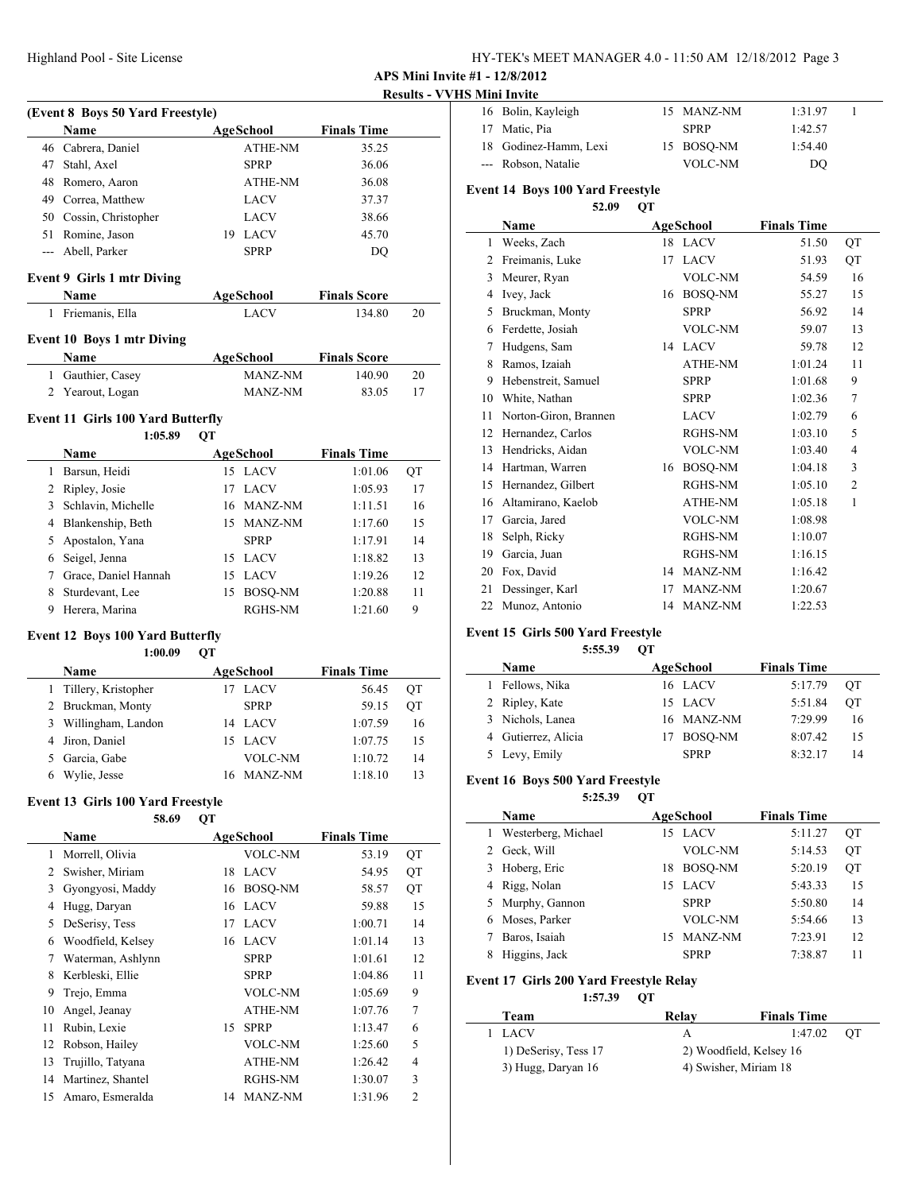**APS Mini Invite #1 - 12/8/2012**

**Results - VVHS Mini Invite**

### (Event 8 Boys 50 Yard Freestyle)

| | Name | Age | School | Finals Time | |
|---|---|---|---|---|---|
| 46 | Cabrera, Daniel | | ATHE-NM | 35.25 | |
| 47 | Stahl, Axel | | SPRP | 36.06 | |
| 48 | Romero, Aaron | | ATHE-NM | 36.08 | |
| 49 | Correa, Matthew | | LACV | 37.37 | |
| 50 | Cossin, Christopher | | LACV | 38.66 | |
| 51 | Romine, Jason | 19 | LACV | 45.70 | |
| --- | Abell, Parker | | SPRP | DQ | |

### Event 9 Girls 1 mtr Diving

| | Name | Age | School | Finals Score | |
|---|---|---|---|---|---|
| 1 | Friemanis, Ella | | LACV | 134.80 | 20 |

### Event 10 Boys 1 mtr Diving

| | Name | Age | School | Finals Score | |
|---|---|---|---|---|---|
| 1 | Gauthier, Casey | | MANZ-NM | 140.90 | 20 |
| 2 | Yearout, Logan | | MANZ-NM | 83.05 | 17 |

### Event 11 Girls 100 Yard Butterfly

1:05.89 QT

| | Name | Age | School | Finals Time | |
|---|---|---|---|---|---|
| 1 | Barsun, Heidi | 15 | LACV | 1:01.06 | QT |
| 2 | Ripley, Josie | 17 | LACV | 1:05.93 | 17 |
| 3 | Schlavin, Michelle | 16 | MANZ-NM | 1:11.51 | 16 |
| 4 | Blankenship, Beth | 15 | MANZ-NM | 1:17.60 | 15 |
| 5 | Apostalon, Yana | | SPRP | 1:17.91 | 14 |
| 6 | Seigel, Jenna | 15 | LACV | 1:18.82 | 13 |
| 7 | Grace, Daniel Hannah | 15 | LACV | 1:19.26 | 12 |
| 8 | Sturdevant, Lee | 15 | BOSQ-NM | 1:20.88 | 11 |
| 9 | Herera, Marina | | RGHS-NM | 1:21.60 | 9 |

### Event 12 Boys 100 Yard Butterfly

1:00.09 QT

| | Name | Age | School | Finals Time | |
|---|---|---|---|---|---|
| 1 | Tillery, Kristopher | 17 | LACV | 56.45 | QT |
| 2 | Bruckman, Monty | | SPRP | 59.15 | QT |
| 3 | Willingham, Landon | 14 | LACV | 1:07.59 | 16 |
| 4 | Jiron, Daniel | 15 | LACV | 1:07.75 | 15 |
| 5 | Garcia, Gabe | | VOLC-NM | 1:10.72 | 14 |
| 6 | Wylie, Jesse | 16 | MANZ-NM | 1:18.10 | 13 |

### Event 13 Girls 100 Yard Freestyle

58.69 QT

| | Name | Age | School | Finals Time | |
|---|---|---|---|---|---|
| 1 | Morrell, Olivia | | VOLC-NM | 53.19 | QT |
| 2 | Swisher, Miriam | 18 | LACV | 54.95 | QT |
| 3 | Gyongyosi, Maddy | 16 | BOSQ-NM | 58.57 | QT |
| 4 | Hugg, Daryan | 16 | LACV | 59.88 | 15 |
| 5 | DeSerisy, Tess | 17 | LACV | 1:00.71 | 14 |
| 6 | Woodfield, Kelsey | 16 | LACV | 1:01.14 | 13 |
| 7 | Waterman, Ashlynn | | SPRP | 1:01.61 | 12 |
| 8 | Kerbleski, Ellie | | SPRP | 1:04.86 | 11 |
| 9 | Trejo, Emma | | VOLC-NM | 1:05.69 | 9 |
| 10 | Angel, Jeanay | | ATHE-NM | 1:07.76 | 7 |
| 11 | Rubin, Lexie | 15 | SPRP | 1:13.47 | 6 |
| 12 | Robson, Hailey | | VOLC-NM | 1:25.60 | 5 |
| 13 | Trujillo, Tatyana | | ATHE-NM | 1:26.42 | 4 |
| 14 | Martinez, Shantel | | RGHS-NM | 1:30.07 | 3 |
| 15 | Amaro, Esmeralda | 14 | MANZ-NM | 1:31.96 | 2 |
| 16 | Bolin, Kayleigh | 15 | MANZ-NM | 1:31.97 | 1 |
| 17 | Matic, Pia | | SPRP | 1:42.57 | |
| 18 | Godinez-Hamm, Lexi | 15 | BOSQ-NM | 1:54.40 | |
| --- | Robson, Natalie | | VOLC-NM | DQ | |

### Event 14 Boys 100 Yard Freestyle

52.09 QT

| | Name | Age | School | Finals Time | |
|---|---|---|---|---|---|
| 1 | Weeks, Zach | 18 | LACV | 51.50 | QT |
| 2 | Freimanis, Luke | 17 | LACV | 51.93 | QT |
| 3 | Meurer, Ryan | | VOLC-NM | 54.59 | 16 |
| 4 | Ivey, Jack | 16 | BOSQ-NM | 55.27 | 15 |
| 5 | Bruckman, Monty | | SPRP | 56.92 | 14 |
| 6 | Ferdette, Josiah | | VOLC-NM | 59.07 | 13 |
| 7 | Hudgens, Sam | 14 | LACV | 59.78 | 12 |
| 8 | Ramos, Izaiah | | ATHE-NM | 1:01.24 | 11 |
| 9 | Hebenstreit, Samuel | | SPRP | 1:01.68 | 9 |
| 10 | White, Nathan | | SPRP | 1:02.36 | 7 |
| 11 | Norton-Giron, Brannen | | LACV | 1:02.79 | 6 |
| 12 | Hernandez, Carlos | | RGHS-NM | 1:03.10 | 5 |
| 13 | Hendricks, Aidan | | VOLC-NM | 1:03.40 | 4 |
| 14 | Hartman, Warren | 16 | BOSQ-NM | 1:04.18 | 3 |
| 15 | Hernandez, Gilbert | | RGHS-NM | 1:05.10 | 2 |
| 16 | Altamirano, Kaelob | | ATHE-NM | 1:05.18 | 1 |
| 17 | Garcia, Jared | | VOLC-NM | 1:08.98 | |
| 18 | Selph, Ricky | | RGHS-NM | 1:10.07 | |
| 19 | Garcia, Juan | | RGHS-NM | 1:16.15 | |
| 20 | Fox, David | 14 | MANZ-NM | 1:16.42 | |
| 21 | Dessinger, Karl | 17 | MANZ-NM | 1:20.67 | |
| 22 | Munoz, Antonio | 14 | MANZ-NM | 1:22.53 | |

### Event 15 Girls 500 Yard Freestyle

5:55.39 QT

| | Name | Age | School | Finals Time | |
|---|---|---|---|---|---|
| 1 | Fellows, Nika | 16 | LACV | 5:17.79 | QT |
| 2 | Ripley, Kate | 15 | LACV | 5:51.84 | QT |
| 3 | Nichols, Lanea | 16 | MANZ-NM | 7:29.99 | 16 |
| 4 | Gutierrez, Alicia | 17 | BOSQ-NM | 8:07.42 | 15 |
| 5 | Levy, Emily | | SPRP | 8:32.17 | 14 |

### Event 16 Boys 500 Yard Freestyle

5:25.39 QT

| | Name | Age | School | Finals Time | |
|---|---|---|---|---|---|
| 1 | Westerberg, Michael | 15 | LACV | 5:11.27 | QT |
| 2 | Geck, Will | | VOLC-NM | 5:14.53 | QT |
| 3 | Hoberg, Eric | 18 | BOSQ-NM | 5:20.19 | QT |
| 4 | Rigg, Nolan | 15 | LACV | 5:43.33 | 15 |
| 5 | Murphy, Gannon | | SPRP | 5:50.80 | 14 |
| 6 | Moses, Parker | | VOLC-NM | 5:54.66 | 13 |
| 7 | Baros, Isaiah | 15 | MANZ-NM | 7:23.91 | 12 |
| 8 | Higgins, Jack | | SPRP | 7:38.87 | 11 |

### Event 17 Girls 200 Yard Freestyle Relay

1:57.39 QT

| | Team | Relay | Finals Time | |
|---|---|---|---|---|
| 1 | LACV | A | 1:47.02 | QT |

1) DeSerisy, Tess 17 — 2) Woodfield, Kelsey 16
3) Hugg, Daryan 16 — 4) Swisher, Miriam 18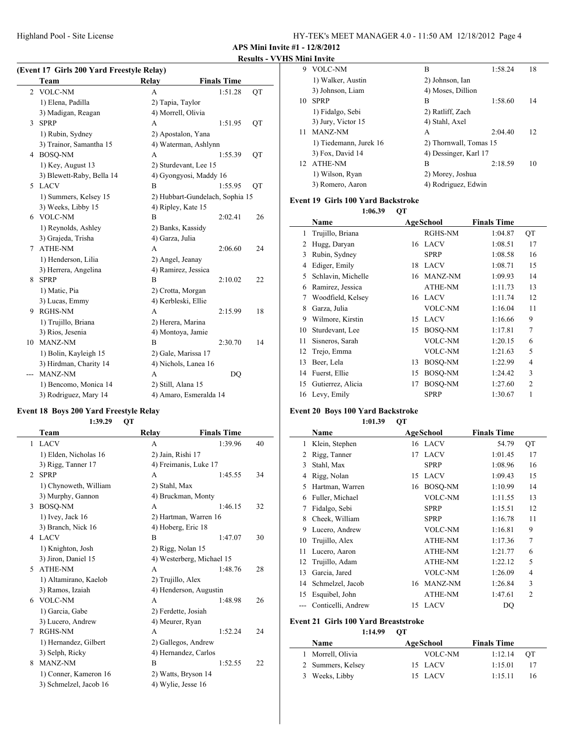**APS Mini Invite #1 - 12/8/2012**

**Results - VVHS Mini Invite**

### (Event 17 Girls 200 Yard Freestyle Relay)

| | Team | Relay | Finals Time | |
|---|---|---|---|---|
| 2 | VOLC-NM | A | 1:51.28 | QT |
| | 1) Elena, Padilla | 2) Tapia, Taylor | | |
| | 3) Madigan, Reagan | 4) Morrell, Olivia | | |
| 3 | SPRP | A | 1:51.95 | QT |
| | 1) Rubin, Sydney | 2) Apostalon, Yana | | |
| | 3) Trainor, Samantha 15 | 4) Waterman, Ashlynn | | |
| 4 | BOSQ-NM | A | 1:55.39 | QT |
| | 1) Key, August 13 | 2) Sturdevant, Lee 15 | | |
| | 3) Blewett-Raby, Bella 14 | 4) Gyongyosi, Maddy 16 | | |
| 5 | LACV | B | 1:55.95 | QT |
| | 1) Summers, Kelsey 15 | 2) Hubbart-Gundelach, Sophia 15 | | |
| | 3) Weeks, Libby 15 | 4) Ripley, Kate 15 | | |
| 6 | VOLC-NM | B | 2:02.41 | 26 |
| | 1) Reynolds, Ashley | 2) Banks, Kassidy | | |
| | 3) Grajeda, Trisha | 4) Garza, Julia | | |
| 7 | ATHE-NM | A | 2:06.60 | 24 |
| | 1) Henderson, Lilia | 2) Angel, Jeanay | | |
| | 3) Herrera, Angelina | 4) Ramirez, Jessica | | |
| 8 | SPRP | B | 2:10.02 | 22 |
| | 1) Matic, Pia | 2) Crotta, Morgan | | |
| | 3) Lucas, Emmy | 4) Kerbleski, Ellie | | |
| 9 | RGHS-NM | A | 2:15.99 | 18 |
| | 1) Trujillo, Briana | 2) Herera, Marina | | |
| | 3) Rios, Jesenia | 4) Montoya, Jamie | | |
| 10 | MANZ-NM | B | 2:30.70 | 14 |
| | 1) Bolin, Kayleigh 15 | 2) Gale, Marissa 17 | | |
| | 3) Hirdman, Charity 14 | 4) Nichols, Lanea 16 | | |
| --- | MANZ-NM | A | DQ | |
| | 1) Bencomo, Monica 14 | 2) Still, Alana 15 | | |
| | 3) Rodriguez, Mary 14 | 4) Amaro, Esmeralda 14 | | |

### Event 18 Boys 200 Yard Freestyle Relay

1:39.29 QT

| | Team | Relay | Finals Time | |
|---|---|---|---|---|
| 1 | LACV | A | 1:39.96 | 40 |
| | 1) Elden, Nicholas 16 | 2) Jain, Rishi 17 | | |
| | 3) Rigg, Tanner 17 | 4) Freimanis, Luke 17 | | |
| 2 | SPRP | A | 1:45.55 | 34 |
| | 1) Chynoweth, William | 2) Stahl, Max | | |
| | 3) Murphy, Gannon | 4) Bruckman, Monty | | |
| 3 | BOSQ-NM | A | 1:46.15 | 32 |
| | 1) Ivey, Jack 16 | 2) Hartman, Warren 16 | | |
| | 3) Branch, Nick 16 | 4) Hoberg, Eric 18 | | |
| 4 | LACV | B | 1:47.07 | 30 |
| | 1) Knighton, Josh | 2) Rigg, Nolan 15 | | |
| | 3) Jiron, Daniel 15 | 4) Westerberg, Michael 15 | | |
| 5 | ATHE-NM | A | 1:48.76 | 28 |
| | 1) Altamirano, Kaelob | 2) Trujillo, Alex | | |
| | 3) Ramos, Izaiah | 4) Henderson, Augustin | | |
| 6 | VOLC-NM | A | 1:48.98 | 26 |
| | 1) Garcia, Gabe | 2) Ferdette, Josiah | | |
| | 3) Lucero, Andrew | 4) Meurer, Ryan | | |
| 7 | RGHS-NM | A | 1:52.24 | 24 |
| | 1) Hernandez, Gilbert | 2) Gallegos, Andrew | | |
| | 3) Selph, Ricky | 4) Hernandez, Carlos | | |
| 8 | MANZ-NM | B | 1:52.55 | 22 |
| | 1) Conner, Kameron 16 | 2) Watts, Bryson 14 | | |
| | 3) Schmelzel, Jacob 16 | 4) Wylie, Jesse 16 | | |
| 9 | VOLC-NM | B | 1:58.24 | 18 |
| | 1) Walker, Austin | 2) Johnson, Ian | | |
| | 3) Johnson, Liam | 4) Moses, Dillion | | |
| 10 | SPRP | B | 1:58.60 | 14 |
| | 1) Fidalgo, Sebi | 2) Ratliff, Zach | | |
| | 3) Jury, Victor 15 | 4) Stahl, Axel | | |
| 11 | MANZ-NM | A | 2:04.40 | 12 |
| | 1) Tiedemann, Jurek 16 | 2) Thornwall, Tomas 15 | | |
| | 3) Fox, David 14 | 4) Dessinger, Karl 17 | | |
| 12 | ATHE-NM | B | 2:18.59 | 10 |
| | 1) Wilson, Ryan | 2) Morey, Joshua | | |
| | 3) Romero, Aaron | 4) Rodriguez, Edwin | | |

### Event 19 Girls 100 Yard Backstroke

1:06.39 QT

| | Name | Age | School | Finals Time | |
|---|---|---|---|---|---|
| 1 | Trujillo, Briana | | RGHS-NM | 1:04.87 | QT |
| 2 | Hugg, Daryan | 16 | LACV | 1:08.51 | 17 |
| 3 | Rubin, Sydney | | SPRP | 1:08.58 | 16 |
| 4 | Ediger, Emily | 18 | LACV | 1:08.71 | 15 |
| 5 | Schlavin, Michelle | 16 | MANZ-NM | 1:09.93 | 14 |
| 6 | Ramirez, Jessica | | ATHE-NM | 1:11.73 | 13 |
| 7 | Woodfield, Kelsey | 16 | LACV | 1:11.74 | 12 |
| 8 | Garza, Julia | | VOLC-NM | 1:16.04 | 11 |
| 9 | Wilmore, Kirstin | 15 | LACV | 1:16.66 | 9 |
| 10 | Sturdevant, Lee | 15 | BOSQ-NM | 1:17.81 | 7 |
| 11 | Sisneros, Sarah | | VOLC-NM | 1:20.15 | 6 |
| 12 | Trejo, Emma | | VOLC-NM | 1:21.63 | 5 |
| 13 | Beer, Lela | 13 | BOSQ-NM | 1:22.99 | 4 |
| 14 | Fuerst, Ellie | 15 | BOSQ-NM | 1:24.42 | 3 |
| 15 | Gutierrez, Alicia | 17 | BOSQ-NM | 1:27.60 | 2 |
| 16 | Levy, Emily | | SPRP | 1:30.67 | 1 |

### Event 20 Boys 100 Yard Backstroke

1:01.39 QT

| | Name | Age | School | Finals Time | |
|---|---|---|---|---|---|
| 1 | Klein, Stephen | 16 | LACV | 54.79 | QT |
| 2 | Rigg, Tanner | 17 | LACV | 1:01.45 | 17 |
| 3 | Stahl, Max | | SPRP | 1:08.96 | 16 |
| 4 | Rigg, Nolan | 15 | LACV | 1:09.43 | 15 |
| 5 | Hartman, Warren | 16 | BOSQ-NM | 1:10.99 | 14 |
| 6 | Fuller, Michael | | VOLC-NM | 1:11.55 | 13 |
| 7 | Fidalgo, Sebi | | SPRP | 1:15.51 | 12 |
| 8 | Cheek, William | | SPRP | 1:16.78 | 11 |
| 9 | Lucero, Andrew | | VOLC-NM | 1:16.81 | 9 |
| 10 | Trujillo, Alex | | ATHE-NM | 1:17.36 | 7 |
| 11 | Lucero, Aaron | | ATHE-NM | 1:21.77 | 6 |
| 12 | Trujillo, Adam | | ATHE-NM | 1:22.12 | 5 |
| 13 | Garcia, Jared | | VOLC-NM | 1:26.09 | 4 |
| 14 | Schmelzel, Jacob | 16 | MANZ-NM | 1:26.84 | 3 |
| 15 | Esquibel, John | | ATHE-NM | 1:47.61 | 2 |
| --- | Conticelli, Andrew | 15 | LACV | DQ | |

### Event 21 Girls 100 Yard Breaststroke

1:14.99 QT

| | Name | Age | School | Finals Time | |
|---|---|---|---|---|---|
| 1 | Morrell, Olivia | | VOLC-NM | 1:12.14 | QT |
| 2 | Summers, Kelsey | 15 | LACV | 1:15.01 | 17 |
| 3 | Weeks, Libby | 15 | LACV | 1:15.11 | 16 |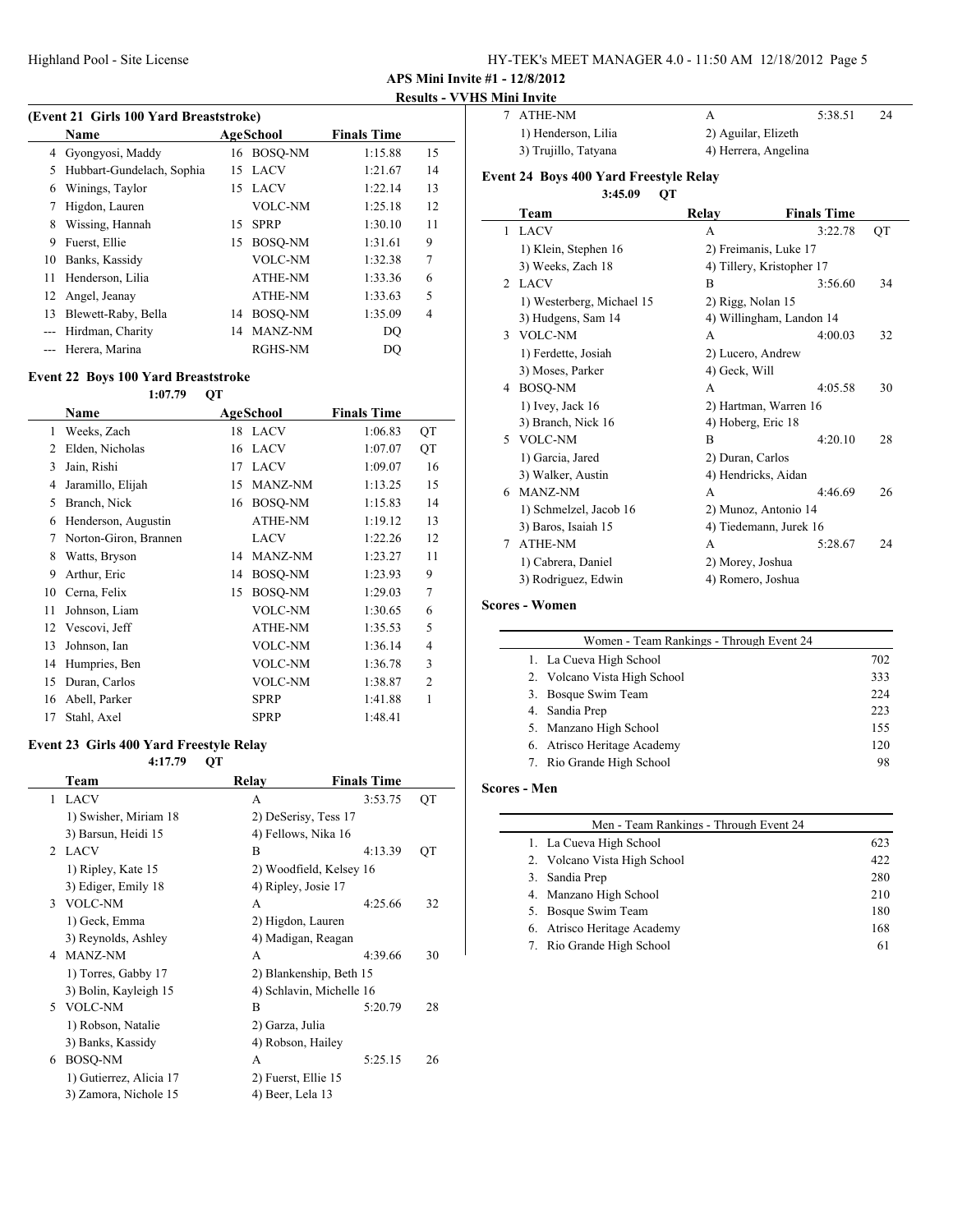**APS Mini Invite #1 - 12/8/2012**

**Results - VVHS Mini Invite**

### (Event 21 Girls 100 Yard Breaststroke)

| | Name | Age | School | Finals Time | |
|---|---|---|---|---|---|
| 4 | Gyongyosi, Maddy | 16 | BOSQ-NM | 1:15.88 | 15 |
| 5 | Hubbart-Gundelach, Sophia | 15 | LACV | 1:21.67 | 14 |
| 6 | Winings, Taylor | 15 | LACV | 1:22.14 | 13 |
| 7 | Higdon, Lauren | | VOLC-NM | 1:25.18 | 12 |
| 8 | Wissing, Hannah | 15 | SPRP | 1:30.10 | 11 |
| 9 | Fuerst, Ellie | 15 | BOSQ-NM | 1:31.61 | 9 |
| 10 | Banks, Kassidy | | VOLC-NM | 1:32.38 | 7 |
| 11 | Henderson, Lilia | | ATHE-NM | 1:33.36 | 6 |
| 12 | Angel, Jeanay | | ATHE-NM | 1:33.63 | 5 |
| 13 | Blewett-Raby, Bella | 14 | BOSQ-NM | 1:35.09 | 4 |
| --- | Hirdman, Charity | 14 | MANZ-NM | DQ | |
| --- | Herera, Marina | | RGHS-NM | DQ | |

### Event 22 Boys 100 Yard Breaststroke

1:07.79 QT

| | Name | Age | School | Finals Time | |
|---|---|---|---|---|---|
| 1 | Weeks, Zach | 18 | LACV | 1:06.83 | QT |
| 2 | Elden, Nicholas | 16 | LACV | 1:07.07 | QT |
| 3 | Jain, Rishi | 17 | LACV | 1:09.07 | 16 |
| 4 | Jaramillo, Elijah | 15 | MANZ-NM | 1:13.25 | 15 |
| 5 | Branch, Nick | 16 | BOSQ-NM | 1:15.83 | 14 |
| 6 | Henderson, Augustin | | ATHE-NM | 1:19.12 | 13 |
| 7 | Norton-Giron, Brannen | | LACV | 1:22.26 | 12 |
| 8 | Watts, Bryson | 14 | MANZ-NM | 1:23.27 | 11 |
| 9 | Arthur, Eric | 14 | BOSQ-NM | 1:23.93 | 9 |
| 10 | Cerna, Felix | 15 | BOSQ-NM | 1:29.03 | 7 |
| 11 | Johnson, Liam | | VOLC-NM | 1:30.65 | 6 |
| 12 | Vescovi, Jeff | | ATHE-NM | 1:35.53 | 5 |
| 13 | Johnson, Ian | | VOLC-NM | 1:36.14 | 4 |
| 14 | Humpries, Ben | | VOLC-NM | 1:36.78 | 3 |
| 15 | Duran, Carlos | | VOLC-NM | 1:38.87 | 2 |
| 16 | Abell, Parker | | SPRP | 1:41.88 | 1 |
| 17 | Stahl, Axel | | SPRP | 1:48.41 | |

### Event 23 Girls 400 Yard Freestyle Relay

4:17.79 QT

| | Team | Relay | Finals Time | |
|---|---|---|---|---|
| 1 | LACV | A | 3:53.75 | QT |
| | 1) Swisher, Miriam 18 | 2) DeSerisy, Tess 17 | | |
| | 3) Barsun, Heidi 15 | 4) Fellows, Nika 16 | | |
| 2 | LACV | B | 4:13.39 | QT |
| | 1) Ripley, Kate 15 | 2) Woodfield, Kelsey 16 | | |
| | 3) Ediger, Emily 18 | 4) Ripley, Josie 17 | | |
| 3 | VOLC-NM | A | 4:25.66 | 32 |
| | 1) Geck, Emma | 2) Higdon, Lauren | | |
| | 3) Reynolds, Ashley | 4) Madigan, Reagan | | |
| 4 | MANZ-NM | A | 4:39.66 | 30 |
| | 1) Torres, Gabby 17 | 2) Blankenship, Beth 15 | | |
| | 3) Bolin, Kayleigh 15 | 4) Schlavin, Michelle 16 | | |
| 5 | VOLC-NM | B | 5:20.79 | 28 |
| | 1) Robson, Natalie | 2) Garza, Julia | | |
| | 3) Banks, Kassidy | 4) Robson, Hailey | | |
| 6 | BOSQ-NM | A | 5:25.15 | 26 |
| | 1) Gutierrez, Alicia 17 | 2) Fuerst, Ellie 15 | | |
| | 3) Zamora, Nichole 15 | 4) Beer, Lela 13 | | |
| 7 | ATHE-NM | A | 5:38.51 | 24 |
| | 1) Henderson, Lilia | 2) Aguilar, Elizeth | | |
| | 3) Trujillo, Tatyana | 4) Herrera, Angelina | | |

### Event 24 Boys 400 Yard Freestyle Relay

3:45.09 QT

| | Team | Relay | Finals Time | |
|---|---|---|---|---|
| 1 | LACV | A | 3:22.78 | QT |
| | 1) Klein, Stephen 16 | 2) Freimanis, Luke 17 | | |
| | 3) Weeks, Zach 18 | 4) Tillery, Kristopher 17 | | |
| 2 | LACV | B | 3:56.60 | 34 |
| | 1) Westerberg, Michael 15 | 2) Rigg, Nolan 15 | | |
| | 3) Hudgens, Sam 14 | 4) Willingham, Landon 14 | | |
| 3 | VOLC-NM | A | 4:00.03 | 32 |
| | 1) Ferdette, Josiah | 2) Lucero, Andrew | | |
| | 3) Moses, Parker | 4) Geck, Will | | |
| 4 | BOSQ-NM | A | 4:05.58 | 30 |
| | 1) Ivey, Jack 16 | 2) Hartman, Warren 16 | | |
| | 3) Branch, Nick 16 | 4) Hoberg, Eric 18 | | |
| 5 | VOLC-NM | B | 4:20.10 | 28 |
| | 1) Garcia, Jared | 2) Duran, Carlos | | |
| | 3) Walker, Austin | 4) Hendricks, Aidan | | |
| 6 | MANZ-NM | A | 4:46.69 | 26 |
| | 1) Schmelzel, Jacob 16 | 2) Munoz, Antonio 14 | | |
| | 3) Baros, Isaiah 15 | 4) Tiedemann, Jurek 16 | | |
| 7 | ATHE-NM | A | 5:28.67 | 24 |
| | 1) Cabrera, Daniel | 2) Morey, Joshua | | |
| | 3) Rodriguez, Edwin | 4) Romero, Joshua | | |

### Scores - Women

| Women - Team Rankings - Through Event 24 | |
|---|---|
| 1. La Cueva High School | 702 |
| 2. Volcano Vista High School | 333 |
| 3. Bosque Swim Team | 224 |
| 4. Sandia Prep | 223 |
| 5. Manzano High School | 155 |
| 6. Atrisco Heritage Academy | 120 |
| 7. Rio Grande High School | 98 |

### Scores - Men

| Men - Team Rankings - Through Event 24 | |
|---|---|
| 1. La Cueva High School | 623 |
| 2. Volcano Vista High School | 422 |
| 3. Sandia Prep | 280 |
| 4. Manzano High School | 210 |
| 5. Bosque Swim Team | 180 |
| 6. Atrisco Heritage Academy | 168 |
| 7. Rio Grande High School | 61 |